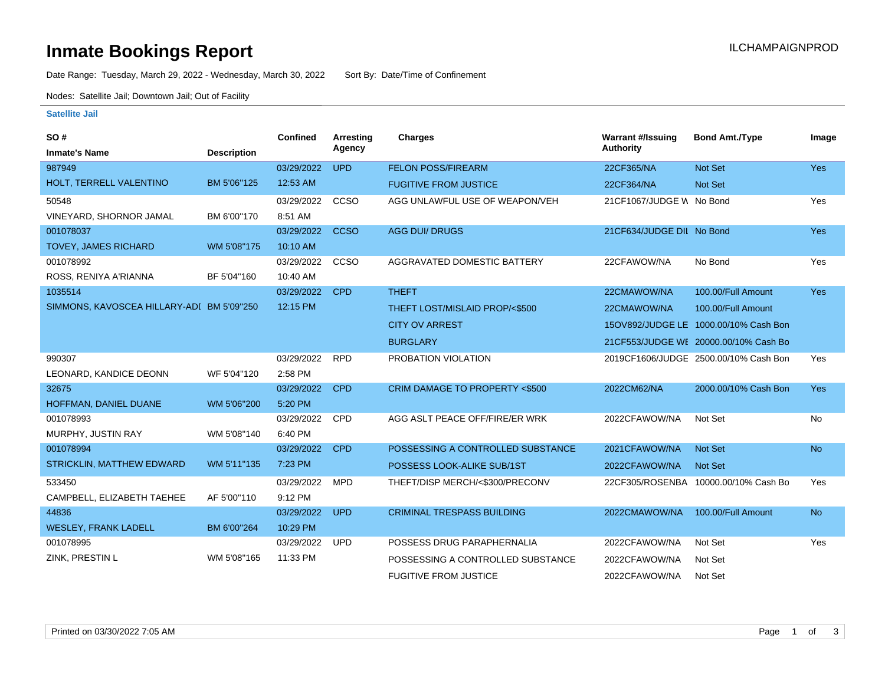# Inmate Bookings Report

ILCHAMPAIGNPROD

Date Range: Tuesday, March 29, 2022 - Wednesday, March 30, 2022    Sort By: Date/Time of Confinement

Nodes: Satellite Jail; Downtown Jail; Out of Facility

### Satellite Jail

| SO # / Inmate's Name | Description | Confined | Arresting Agency | Charges | Warrant #/Issuing Authority | Bond Amt./Type | Image |
|---|---|---|---|---|---|---|---|
| 987949 HOLT, TERRELL VALENTINO | BM 5'06"125 | 03/29/2022 12:53 AM | UPD | FELON POSS/FIREARM | 22CF365/NA | Not Set | Yes |
| | | | | FUGITIVE FROM JUSTICE | 22CF364/NA | Not Set | |
| 50548 VINEYARD, SHORNOR JAMAL | BM 6'00"170 | 03/29/2022 8:51 AM | CCSO | AGG UNLAWFUL USE OF WEAPON/VEH | 21CF1067/JUDGE W | No Bond | Yes |
| 001078037 TOVEY, JAMES RICHARD | WM 5'08"175 | 03/29/2022 10:10 AM | CCSO | AGG DUI/ DRUGS | 21CF634/JUDGE DIL | No Bond | Yes |
| 001078992 ROSS, RENIYA A'RIANNA | BF 5'04"160 | 03/29/2022 10:40 AM | CCSO | AGGRAVATED DOMESTIC BATTERY | 22CFAWOW/NA | No Bond | Yes |
| 1035514 SIMMONS, KAVOSCEA HILLARY-ADI | BM 5'09"250 | 03/29/2022 12:15 PM | CPD | THEFT | 22CMAWOW/NA | 100.00/Full Amount | Yes |
| | | | | THEFT LOST/MISLAID PROP/<$500 | 22CMAWOW/NA | 100.00/Full Amount | |
| | | | | CITY OV ARREST | 15OV892/JUDGE LE | 1000.00/10% Cash Bon | |
| | | | | BURGLARY | 21CF553/JUDGE WE | 20000.00/10% Cash Bo | |
| 990307 LEONARD, KANDICE DEONN | WF 5'04"120 | 03/29/2022 2:58 PM | RPD | PROBATION VIOLATION | 2019CF1606/JUDGE | 2500.00/10% Cash Bon | Yes |
| 32675 HOFFMAN, DANIEL DUANE | WM 5'06"200 | 03/29/2022 5:20 PM | CPD | CRIM DAMAGE TO PROPERTY <$500 | 2022CM62/NA | 2000.00/10% Cash Bon | Yes |
| 001078993 MURPHY, JUSTIN RAY | WM 5'08"140 | 03/29/2022 6:40 PM | CPD | AGG ASLT PEACE OFF/FIRE/ER WRK | 2022CFAWOW/NA | Not Set | No |
| 001078994 STRICKLIN, MATTHEW EDWARD | WM 5'11"135 | 03/29/2022 7:23 PM | CPD | POSSESSING A CONTROLLED SUBSTANCE | 2021CFAWOW/NA | Not Set | No |
| | | | | POSSESS LOOK-ALIKE SUB/1ST | 2022CFAWOW/NA | Not Set | |
| 533450 CAMPBELL, ELIZABETH TAEHEE | AF 5'00"110 | 03/29/2022 9:12 PM | MPD | THEFT/DISP MERCH/<$300/PRECONV | 22CF305/ROSENBA | 10000.00/10% Cash Bo | Yes |
| 44836 WESLEY, FRANK LADELL | BM 6'00"264 | 03/29/2022 10:29 PM | UPD | CRIMINAL TRESPASS BUILDING | 2022CMAWOW/NA | 100.00/Full Amount | No |
| 001078995 ZINK, PRESTIN L | WM 5'08"165 | 03/29/2022 11:33 PM | UPD | POSSESS DRUG PARAPHERNALIA | 2022CFAWOW/NA | Not Set | Yes |
| | | | | POSSESSING A CONTROLLED SUBSTANCE | 2022CFAWOW/NA | Not Set | |
| | | | | FUGITIVE FROM JUSTICE | 2022CFAWOW/NA | Not Set | |

Printed on 03/30/2022 7:05 AM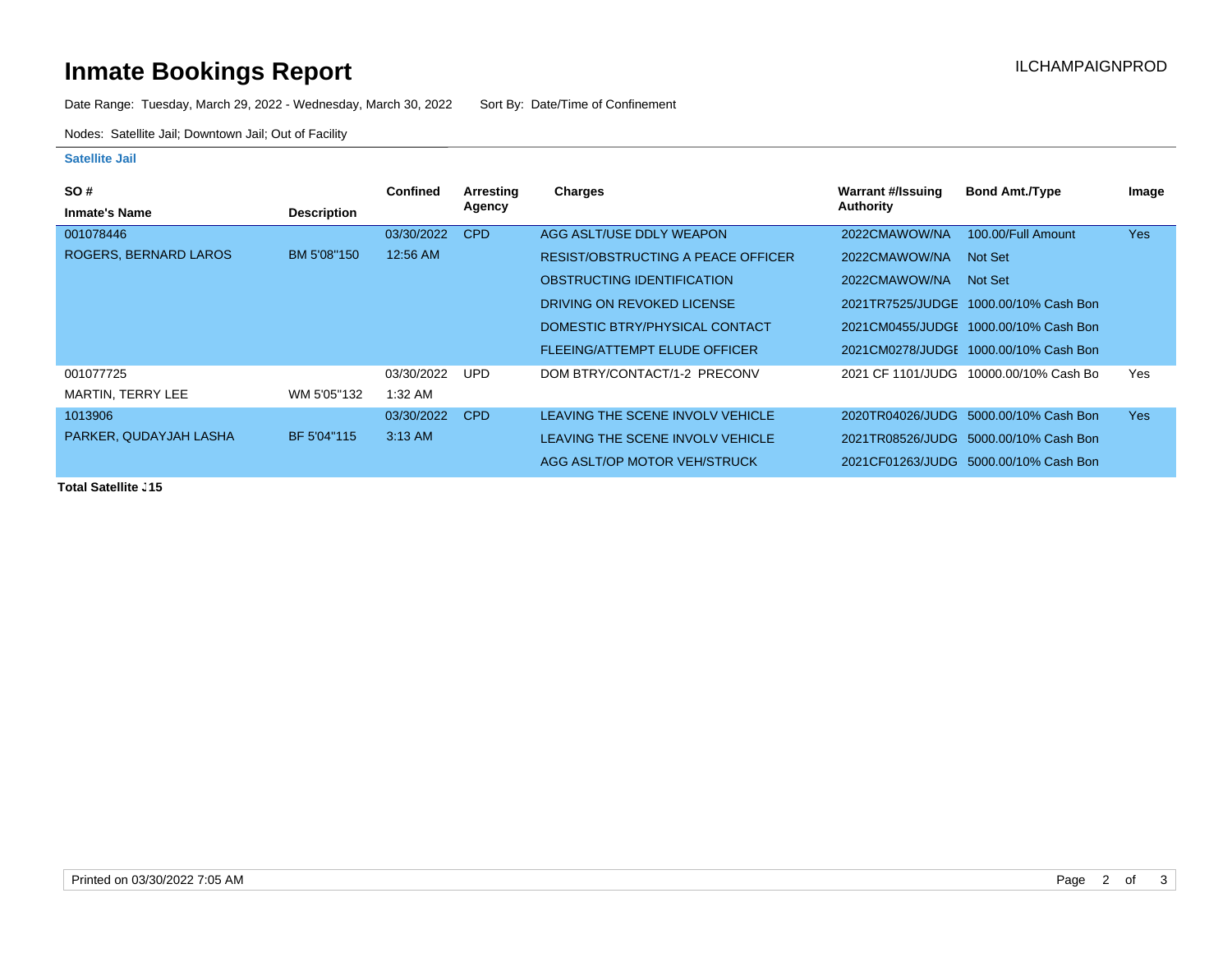# Inmate Bookings Report

ILCHAMPAIGNPROD

Date Range: Tuesday, March 29, 2022 - Wednesday, March 30, 2022 Sort By: Date/Time of Confinement

Nodes: Satellite Jail; Downtown Jail; Out of Facility

**Satellite Jail**

| SO # / Inmate's Name | Description | Confined | Arresting Agency | Charges | Warrant #/Issuing Authority | Bond Amt./Type | Image |
|---|---|---|---|---|---|---|---|
| 001078446 ROGERS, BERNARD LAROS | BM 5'08"150 | 03/30/2022 12:56 AM | CPD | AGG ASLT/USE DDLY WEAPON | 2022CMAWOW/NA | 100.00/Full Amount | Yes |
| | | | | RESIST/OBSTRUCTING A PEACE OFFICER | 2022CMAWOW/NA | Not Set | |
| | | | | OBSTRUCTING IDENTIFICATION | 2022CMAWOW/NA | Not Set | |
| | | | | DRIVING ON REVOKED LICENSE | 2021TR7525/JUDGE | 1000.00/10% Cash Bon | |
| | | | | DOMESTIC BTRY/PHYSICAL CONTACT | 2021CM0455/JUDGE | 1000.00/10% Cash Bon | |
| | | | | FLEEING/ATTEMPT ELUDE OFFICER | 2021CM0278/JUDGE | 1000.00/10% Cash Bon | |
| 001077725 MARTIN, TERRY LEE | WM 5'05"132 | 03/30/2022 1:32 AM | UPD | DOM BTRY/CONTACT/1-2 PRECONV | 2021 CF 1101/JUDG | 10000.00/10% Cash Bo | Yes |
| 1013906 PARKER, QUDAYJAH LASHA | BF 5'04"115 | 03/30/2022 3:13 AM | CPD | LEAVING THE SCENE INVOLV VEHICLE | 2020TR04026/JUDG | 5000.00/10% Cash Bon | Yes |
| | | | | LEAVING THE SCENE INVOLV VEHICLE | 2021TR08526/JUDG | 5000.00/10% Cash Bon | |
| | | | | AGG ASLT/OP MOTOR VEH/STRUCK | 2021CF01263/JUDG | 5000.00/10% Cash Bon | |

**Total Satellite J15**

Printed on 03/30/2022 7:05 AM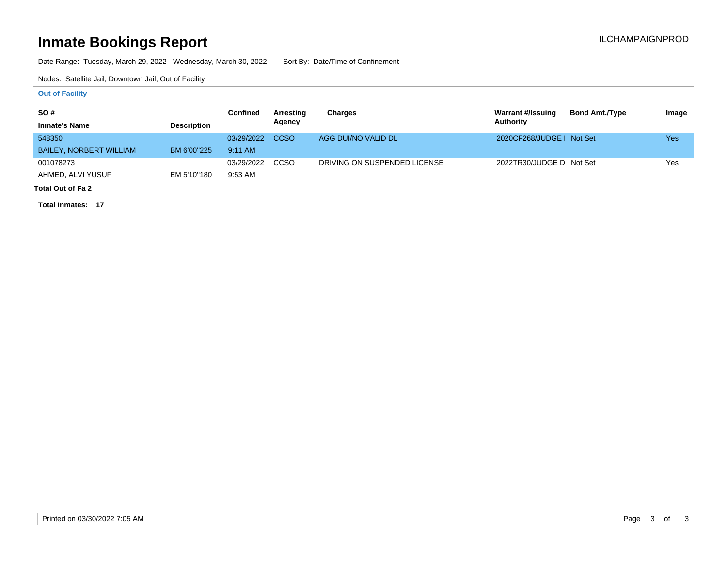# Inmate Bookings Report

ILCHAMPAIGNPROD

Date Range: Tuesday, March 29, 2022 - Wednesday, March 30, 2022  Sort By: Date/Time of Confinement

Nodes: Satellite Jail; Downtown Jail; Out of Facility

### Out of Facility

| SO # / Inmate's Name | Description | Confined | Arresting Agency | Charges | Warrant #/Issuing Authority | Bond Amt./Type | Image |
|---|---|---|---|---|---|---|---|
| 548350 BAILEY, NORBERT WILLIAM | BM 6'00"225 | 03/29/2022 9:11 AM | CCSO | AGG DUI/NO VALID DL | 2020CF268/JUDGE I | Not Set | Yes |
| 001078273 AHMED, ALVI YUSUF | EM 5'10"180 | 03/29/2022 9:53 AM | CCSO | DRIVING ON SUSPENDED LICENSE | 2022TR30/JUDGE D | Not Set | Yes |

**Total Out of Fa 2**

**Total Inmates: 17**

Printed on 03/30/2022 7:05 AM